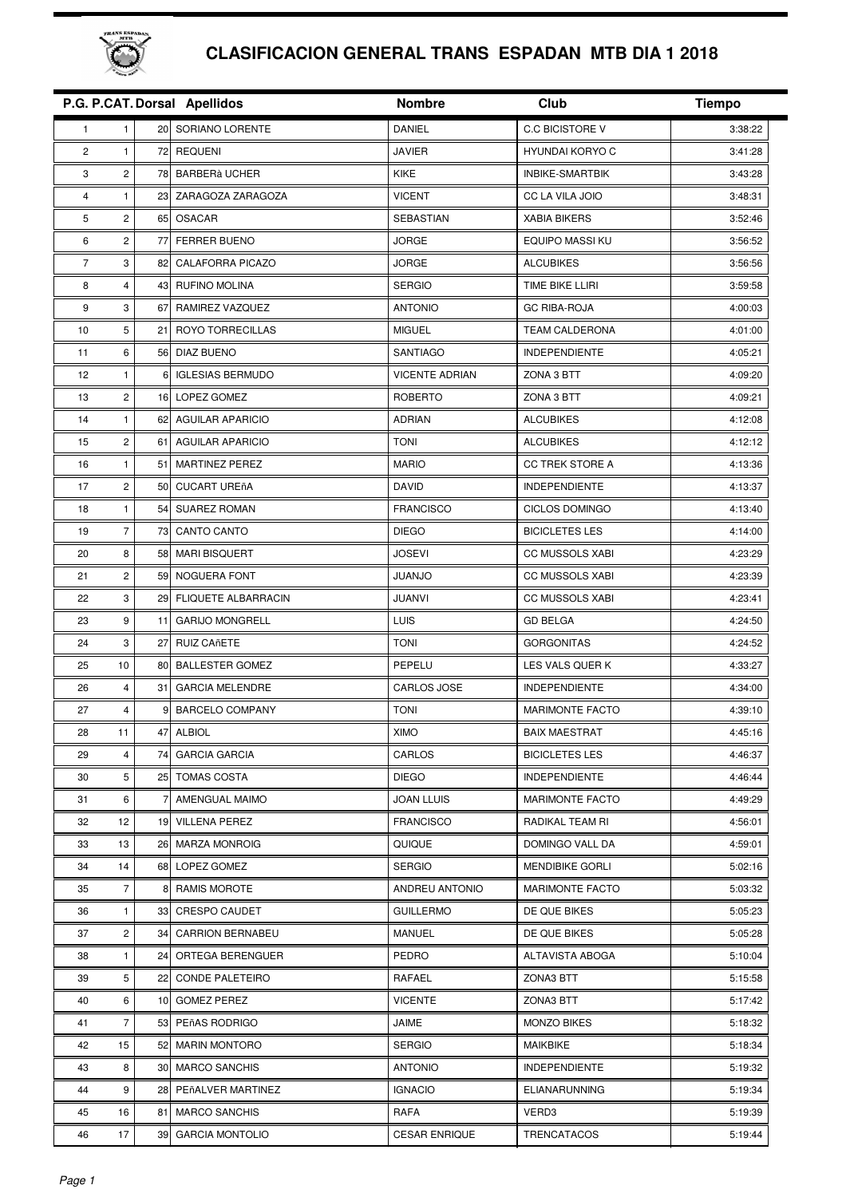# CLASIFICACION GENERAL TRANS ESPADAN MTB DIA 1 2018

| P.G. | P.CAT. | Dorsal | Apellidos | Nombre | Club | Tiempo |
|---|---|---|---|---|---|---|
| 1 | 1 | 20 | SORIANO LORENTE | DANIEL | C.C BICISTORE V | 3:38:22 |
| 2 | 1 | 72 | REQUENI | JAVIER | HYUNDAI KORYO C | 3:41:28 |
| 3 | 2 | 78 | BARBERà UCHER | KIKE | INBIKE-SMARTBIK | 3:43:28 |
| 4 | 1 | 23 | ZARAGOZA ZARAGOZA | VICENT | CC LA VILA JOIO | 3:48:31 |
| 5 | 2 | 65 | OSACAR | SEBASTIAN | XABIA BIKERS | 3:52:46 |
| 6 | 2 | 77 | FERRER BUENO | JORGE | EQUIPO MASSI KU | 3:56:52 |
| 7 | 3 | 82 | CALAFORRA PICAZO | JORGE | ALCUBIKES | 3:56:56 |
| 8 | 4 | 43 | RUFINO MOLINA | SERGIO | TIME BIKE LLIRI | 3:59:58 |
| 9 | 3 | 67 | RAMIREZ VAZQUEZ | ANTONIO | GC RIBA-ROJA | 4:00:03 |
| 10 | 5 | 21 | ROYO TORRECILLAS | MIGUEL | TEAM CALDERONA | 4:01:00 |
| 11 | 6 | 56 | DIAZ BUENO | SANTIAGO | INDEPENDIENTE | 4:05:21 |
| 12 | 1 | 6 | IGLESIAS BERMUDO | VICENTE ADRIAN | ZONA 3 BTT | 4:09:20 |
| 13 | 2 | 16 | LOPEZ GOMEZ | ROBERTO | ZONA 3 BTT | 4:09:21 |
| 14 | 1 | 62 | AGUILAR APARICIO | ADRIAN | ALCUBIKES | 4:12:08 |
| 15 | 2 | 61 | AGUILAR APARICIO | TONI | ALCUBIKES | 4:12:12 |
| 16 | 1 | 51 | MARTINEZ PEREZ | MARIO | CC TREK STORE A | 4:13:36 |
| 17 | 2 | 50 | CUCART UREñA | DAVID | INDEPENDIENTE | 4:13:37 |
| 18 | 1 | 54 | SUAREZ ROMAN | FRANCISCO | CICLOS DOMINGO | 4:13:40 |
| 19 | 7 | 73 | CANTO CANTO | DIEGO | BICICLETES LES | 4:14:00 |
| 20 | 8 | 58 | MARI BISQUERT | JOSEVI | CC MUSSOLS XABI | 4:23:29 |
| 21 | 2 | 59 | NOGUERA FONT | JUANJO | CC MUSSOLS XABI | 4:23:39 |
| 22 | 3 | 29 | FLIQUETE ALBARRACIN | JUANVI | CC MUSSOLS XABI | 4:23:41 |
| 23 | 9 | 11 | GARIJO MONGRELL | LUIS | GD BELGA | 4:24:50 |
| 24 | 3 | 27 | RUIZ CAñETE | TONI | GORGONITAS | 4:24:52 |
| 25 | 10 | 80 | BALLESTER GOMEZ | PEPELU | LES VALS QUER K | 4:33:27 |
| 26 | 4 | 31 | GARCIA MELENDRE | CARLOS JOSE | INDEPENDIENTE | 4:34:00 |
| 27 | 4 | 9 | BARCELO COMPANY | TONI | MARIMONTE FACTO | 4:39:10 |
| 28 | 11 | 47 | ALBIOL | XIMO | BAIX MAESTRAT | 4:45:16 |
| 29 | 4 | 74 | GARCIA GARCIA | CARLOS | BICICLETES LES | 4:46:37 |
| 30 | 5 | 25 | TOMAS COSTA | DIEGO | INDEPENDIENTE | 4:46:44 |
| 31 | 6 | 7 | AMENGUAL MAIMO | JOAN LLUIS | MARIMONTE FACTO | 4:49:29 |
| 32 | 12 | 19 | VILLENA PEREZ | FRANCISCO | RADIKAL TEAM RI | 4:56:01 |
| 33 | 13 | 26 | MARZA MONROIG | QUIQUE | DOMINGO VALL DA | 4:59:01 |
| 34 | 14 | 68 | LOPEZ GOMEZ | SERGIO | MENDIBIKE GORLI | 5:02:16 |
| 35 | 7 | 8 | RAMIS MOROTE | ANDREU ANTONIO | MARIMONTE FACTO | 5:03:32 |
| 36 | 1 | 33 | CRESPO CAUDET | GUILLERMO | DE QUE BIKES | 5:05:23 |
| 37 | 2 | 34 | CARRION BERNABEU | MANUEL | DE QUE BIKES | 5:05:28 |
| 38 | 1 | 24 | ORTEGA BERENGUER | PEDRO | ALTAVISTA ABOGA | 5:10:04 |
| 39 | 5 | 22 | CONDE PALETEIRO | RAFAEL | ZONA3 BTT | 5:15:58 |
| 40 | 6 | 10 | GOMEZ PEREZ | VICENTE | ZONA3 BTT | 5:17:42 |
| 41 | 7 | 53 | PEñAS RODRIGO | JAIME | MONZO BIKES | 5:18:32 |
| 42 | 15 | 52 | MARIN MONTORO | SERGIO | MAIKBIKE | 5:18:34 |
| 43 | 8 | 30 | MARCO SANCHIS | ANTONIO | INDEPENDIENTE | 5:19:32 |
| 44 | 9 | 28 | PEñALVER MARTINEZ | IGNACIO | ELIANARUNNING | 5:19:34 |
| 45 | 16 | 81 | MARCO SANCHIS | RAFA | VERD3 | 5:19:39 |
| 46 | 17 | 39 | GARCIA MONTOLIO | CESAR ENRIQUE | TRENCATACOS | 5:19:44 |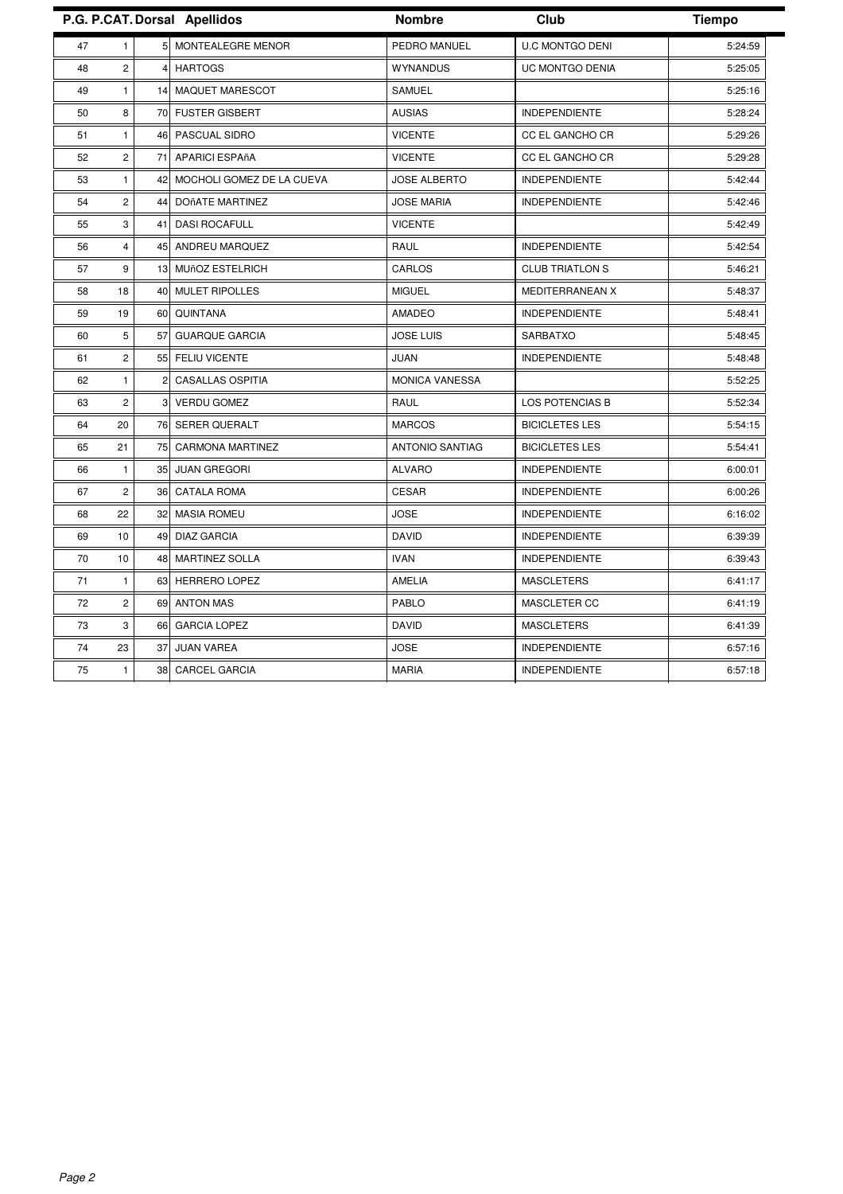| P.G. | P.CAT. | Dorsal | Apellidos | Nombre | Club | Tiempo |
|---|---|---|---|---|---|---|
| 47 | 1 | 5 | MONTEALEGRE MENOR | PEDRO MANUEL | U.C MONTGO DENI | 5:24:59 |
| 48 | 2 | 4 | HARTOGS | WYNANDUS | UC MONTGO DENIA | 5:25:05 |
| 49 | 1 | 14 | MAQUET MARESCOT | SAMUEL | | 5:25:16 |
| 50 | 8 | 70 | FUSTER GISBERT | AUSIAS | INDEPENDIENTE | 5:28:24 |
| 51 | 1 | 46 | PASCUAL SIDRO | VICENTE | CC EL GANCHO CR | 5:29:26 |
| 52 | 2 | 71 | APARICI ESPAñA | VICENTE | CC EL GANCHO CR | 5:29:28 |
| 53 | 1 | 42 | MOCHOLI GOMEZ DE LA CUEVA | JOSE ALBERTO | INDEPENDIENTE | 5:42:44 |
| 54 | 2 | 44 | DOñATE MARTINEZ | JOSE MARIA | INDEPENDIENTE | 5:42:46 |
| 55 | 3 | 41 | DASI ROCAFULL | VICENTE | | 5:42:49 |
| 56 | 4 | 45 | ANDREU MARQUEZ | RAUL | INDEPENDIENTE | 5:42:54 |
| 57 | 9 | 13 | MUñOZ ESTELRICH | CARLOS | CLUB TRIATLON S | 5:46:21 |
| 58 | 18 | 40 | MULET RIPOLLES | MIGUEL | MEDITERRANEAN X | 5:48:37 |
| 59 | 19 | 60 | QUINTANA | AMADEO | INDEPENDIENTE | 5:48:41 |
| 60 | 5 | 57 | GUARQUE GARCIA | JOSE LUIS | SARBATXO | 5:48:45 |
| 61 | 2 | 55 | FELIU VICENTE | JUAN | INDEPENDIENTE | 5:48:48 |
| 62 | 1 | 2 | CASALLAS OSPITIA | MONICA VANESSA | | 5:52:25 |
| 63 | 2 | 3 | VERDU GOMEZ | RAUL | LOS POTENCIAS B | 5:52:34 |
| 64 | 20 | 76 | SERER QUERALT | MARCOS | BICICLETES LES | 5:54:15 |
| 65 | 21 | 75 | CARMONA MARTINEZ | ANTONIO SANTIAG | BICICLETES LES | 5:54:41 |
| 66 | 1 | 35 | JUAN GREGORI | ALVARO | INDEPENDIENTE | 6:00:01 |
| 67 | 2 | 36 | CATALA ROMA | CESAR | INDEPENDIENTE | 6:00:26 |
| 68 | 22 | 32 | MASIA ROMEU | JOSE | INDEPENDIENTE | 6:16:02 |
| 69 | 10 | 49 | DIAZ GARCIA | DAVID | INDEPENDIENTE | 6:39:39 |
| 70 | 10 | 48 | MARTINEZ SOLLA | IVAN | INDEPENDIENTE | 6:39:43 |
| 71 | 1 | 63 | HERRERO LOPEZ | AMELIA | MASCLETERS | 6:41:17 |
| 72 | 2 | 69 | ANTON MAS | PABLO | MASCLETER CC | 6:41:19 |
| 73 | 3 | 66 | GARCIA LOPEZ | DAVID | MASCLETERS | 6:41:39 |
| 74 | 23 | 37 | JUAN VAREA | JOSE | INDEPENDIENTE | 6:57:16 |
| 75 | 1 | 38 | CARCEL GARCIA | MARIA | INDEPENDIENTE | 6:57:18 |